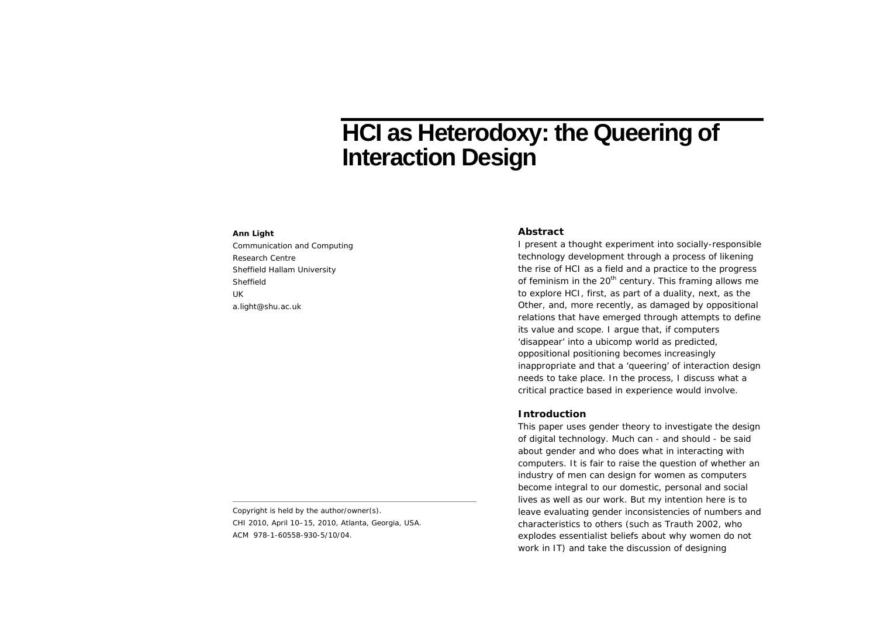# HCI as Heterodoxy: the Queering of Interaction Design

**Ann Light**
Communication and Computing
Research Centre
Sheffield Hallam University
Sheffield
UK
a.light@shu.ac.uk

Copyright is held by the author/owner(s).
CHI 2010, April 10–15, 2010, Atlanta, Georgia, USA.
ACM 978-1-60558-930-5/10/04.

## Abstract

I present a thought experiment into socially-responsible technology development through a process of likening the rise of HCI as a field and a practice to the progress of feminism in the 20th century. This framing allows me to explore HCI, first, as part of a duality, next, as the Other, and, more recently, as damaged by oppositional relations that have emerged through attempts to define its value and scope. I argue that, if computers 'disappear' into a ubicomp world as predicted, oppositional positioning becomes increasingly inappropriate and that a 'queering' of interaction design needs to take place. In the process, I discuss what a critical practice based in experience would involve.

## Introduction

This paper uses gender theory to investigate the design of digital technology. Much can - and should - be said about gender and who does what in interacting with computers. It is fair to raise the question of whether an industry of men can design for women as computers become integral to our domestic, personal and social lives as well as our work. But my intention here is to leave evaluating gender inconsistencies of numbers and characteristics to others (such as Trauth 2002, who explodes essentialist beliefs about why women do not work in IT) and take the discussion of designing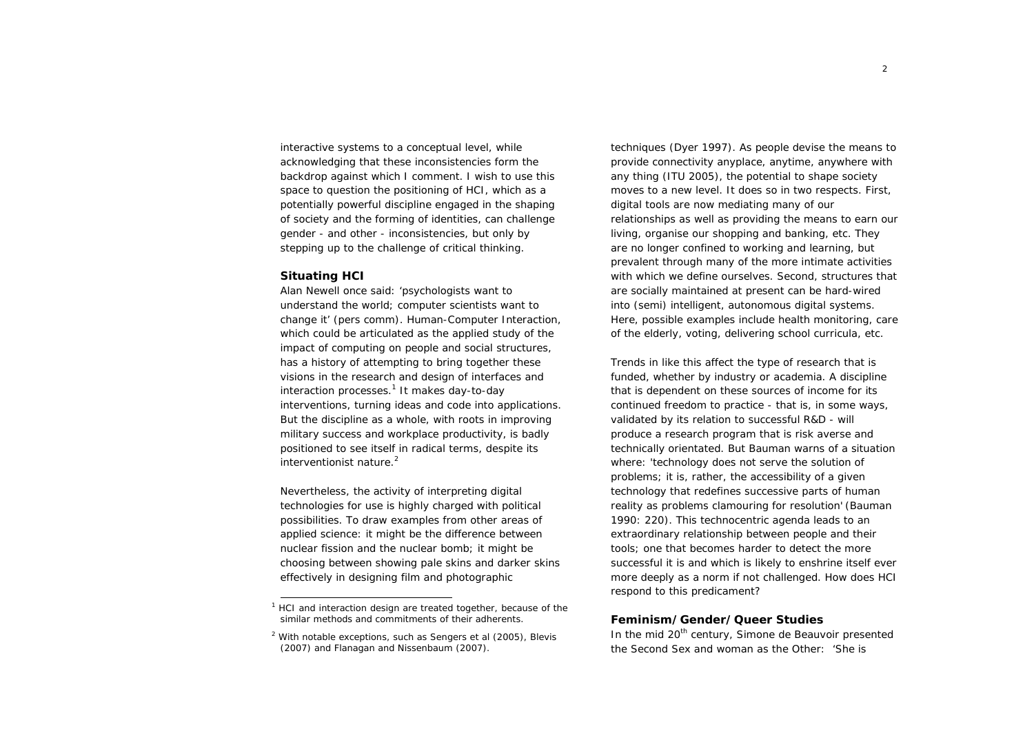interactive systems to a conceptual level, while acknowledging that these inconsistencies form the backdrop against which I comment. I wish to use this space to question the positioning of HCI, which as a potentially powerful discipline engaged in the shaping of society and the forming of identities, can challenge gender - and other - inconsistencies, but only by stepping up to the challenge of critical thinking.

## Situating HCI

Alan Newell once said: 'psychologists want to understand the world; computer scientists want to change it' (pers comm). Human-Computer Interaction, which could be articulated as the applied study of the impact of computing on people and social structures, has a history of attempting to bring together these visions in the research and design of interfaces and interaction processes.[1] It makes day-to-day interventions, turning ideas and code into applications. But the discipline as a whole, with roots in improving military success and workplace productivity, is badly positioned to see itself in radical terms, despite its interventionist nature.[2]

Nevertheless, the activity of interpreting digital technologies for use is highly charged with political possibilities. To draw examples from other areas of applied science: it might be the difference between nuclear fission and the nuclear bomb; it might be choosing between showing pale skins and darker skins effectively in designing film and photographic techniques (Dyer 1997). As people devise the means to provide connectivity anyplace, anytime, anywhere with any thing (ITU 2005), the potential to shape society moves to a new level. It does so in two respects. First, digital tools are now mediating many of our relationships as well as providing the means to earn our living, organise our shopping and banking, etc. They are no longer confined to working and learning, but prevalent through many of the more intimate activities with which we define ourselves. Second, structures that are socially maintained at present can be hard-wired into (semi) intelligent, autonomous digital systems. Here, possible examples include health monitoring, care of the elderly, voting, delivering school curricula, etc.

Trends in like this affect the type of research that is funded, whether by industry or academia. A discipline that is dependent on these sources of income for its continued freedom to practice - that is, in some ways, validated by its relation to successful R&D - will produce a research program that is risk averse and technically orientated. But Bauman warns of a situation where: 'technology does not serve the solution of problems; it is, rather, the accessibility of a given technology that redefines successive parts of human reality as problems clamouring for resolution' (Bauman 1990: 220). This technocentric agenda leads to an extraordinary relationship between people and their tools; one that becomes harder to detect the more successful it is and which is likely to enshrine itself ever more deeply as a norm if not challenged. How does HCI respond to this predicament?

## Feminism/Gender/Queer Studies

In the mid 20th century, Simone de Beauvoir presented the Second Sex and woman as the Other: 'She is

[1] HCI and interaction design are treated together, because of the similar methods and commitments of their adherents.

[2] With notable exceptions, such as Sengers et al (2005), Blevis (2007) and Flanagan and Nissenbaum (2007).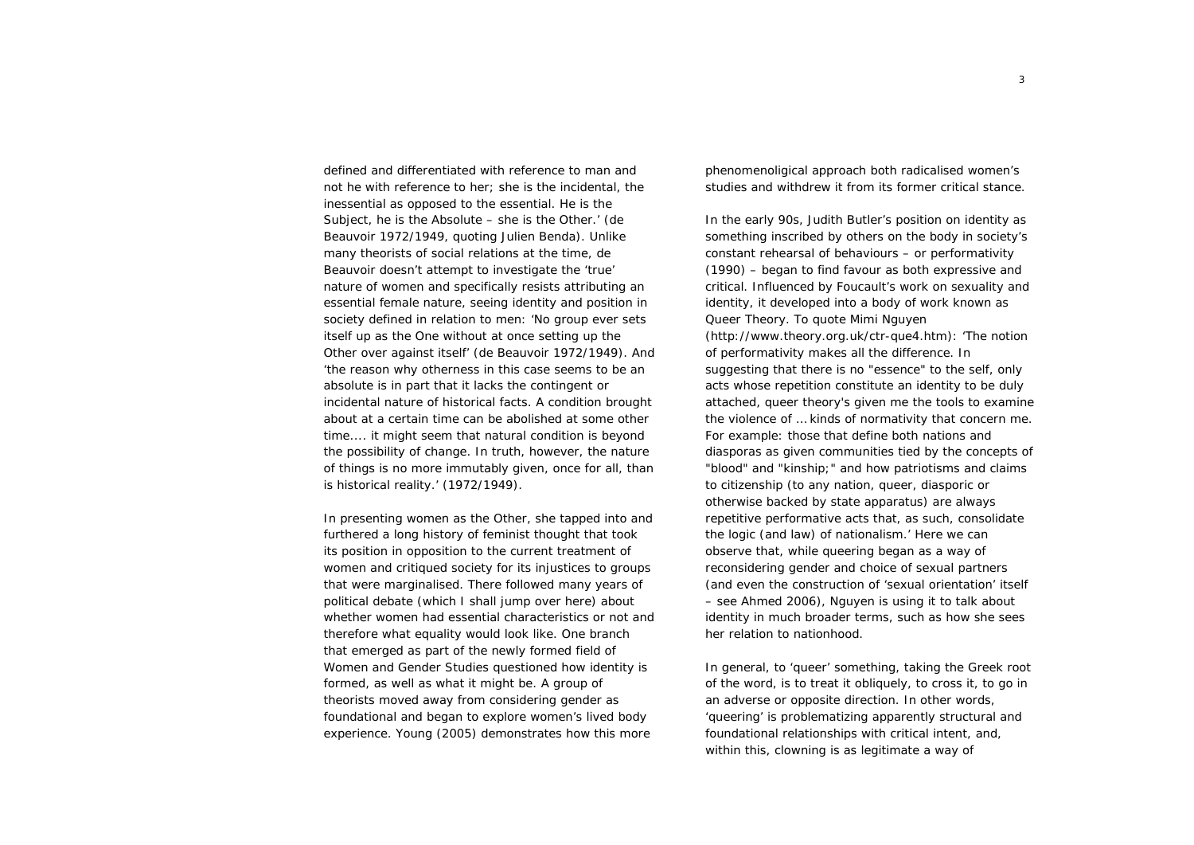defined and differentiated with reference to man and not he with reference to her; she is the incidental, the inessential as opposed to the essential. He is the Subject, he is the Absolute – she is the Other.' (de Beauvoir 1972/1949, quoting Julien Benda). Unlike many theorists of social relations at the time, de Beauvoir doesn't attempt to investigate the 'true' nature of women and specifically resists attributing an essential female nature, seeing identity and position in society defined in relation to men: 'No group ever sets itself up as the One without at once setting up the Other over against itself' (de Beauvoir 1972/1949). And 'the reason why otherness in this case seems to be an absolute is in part that it lacks the contingent or incidental nature of historical facts. A condition brought about at a certain time can be abolished at some other time.... it might seem that natural condition is beyond the possibility of change. In truth, however, the nature of things is no more immutably given, once for all, than is historical reality.' (1972/1949).

In presenting women as the Other, she tapped into and furthered a long history of feminist thought that took its position in opposition to the current treatment of women and critiqued society for its injustices to groups that were marginalised. There followed many years of political debate (which I shall jump over here) about whether women had essential characteristics or not and therefore what equality would look like. One branch that emerged as part of the newly formed field of Women and Gender Studies questioned how identity is formed, as well as what it might be. A group of theorists moved away from considering gender as foundational and began to explore women's lived body experience. Young (2005) demonstrates how this more phenomenoligical approach both radicalised women's studies and withdrew it from its former critical stance.

In the early 90s, Judith Butler's position on identity as something inscribed by others on the body in society's constant rehearsal of behaviours – or performativity (1990) – began to find favour as both expressive and critical. Influenced by Foucault's work on sexuality and identity, it developed into a body of work known as Queer Theory. To quote Mimi Nguyen (http://www.theory.org.uk/ctr-que4.htm): 'The notion of performativity makes all the difference. In suggesting that there is no "essence" to the self, only acts whose repetition constitute an identity to be duly attached, queer theory's given me the tools to examine the violence of … kinds of normativity that concern me. For example: those that define both nations and diasporas as given communities tied by the concepts of "blood" and "kinship;" and how patriotisms and claims to citizenship (to any nation, queer, diasporic or otherwise backed by state apparatus) are always repetitive performative acts that, as such, consolidate the logic (and law) of nationalism.' Here we can observe that, while queering began as a way of reconsidering gender and choice of sexual partners (and even the construction of 'sexual orientation' itself – see Ahmed 2006), Nguyen is using it to talk about identity in much broader terms, such as how she sees her relation to nationhood.

In general, to 'queer' something, taking the Greek root of the word, is to treat it obliquely, to cross it, to go in an adverse or opposite direction. In other words, 'queering' is problematizing apparently structural and foundational relationships with critical intent, and, within this, clowning is as legitimate a way of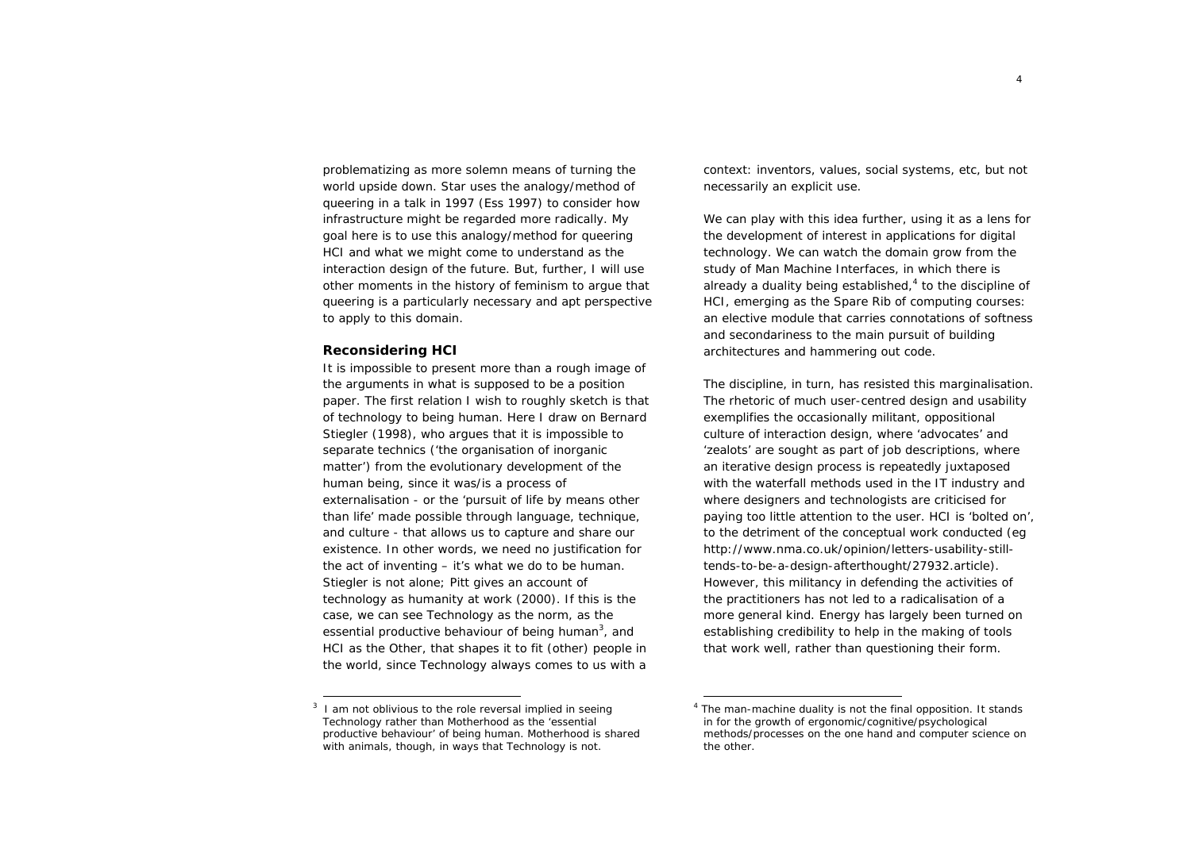problematizing as more solemn means of turning the world upside down. Star uses the analogy/method of queering in a talk in 1997 (Ess 1997) to consider how infrastructure might be regarded more radically. My goal here is to use this analogy/method for queering HCI and what we might come to understand as the interaction design of the future. But, further, I will use other moments in the history of feminism to argue that queering is a particularly necessary and apt perspective to apply to this domain.

### Reconsidering HCI

It is impossible to present more than a rough image of the arguments in what is supposed to be a position paper. The first relation I wish to roughly sketch is that of technology to being human. Here I draw on Bernard Stiegler (1998), who argues that it is impossible to separate technics ('the organisation of inorganic matter') from the evolutionary development of the human being, since it was/is a process of externalisation - or the 'pursuit of life by means other than life' made possible through language, technique, and culture - that allows us to capture and share our existence. In other words, we need no justification for the act of inventing – it's what we do to be human. Stiegler is not alone; Pitt gives an account of technology as humanity at work (2000). If this is the case, we can see Technology as the norm, as the essential productive behaviour of being human[3], and HCI as the Other, that shapes it to fit (other) people in the world, since Technology always comes to us with a context: inventors, values, social systems, etc, but not necessarily an explicit use.

We can play with this idea further, using it as a lens for the development of interest in applications for digital technology. We can watch the domain grow from the study of Man Machine Interfaces, in which there is already a duality being established,[4] to the discipline of HCI, emerging as the Spare Rib of computing courses: an elective module that carries connotations of softness and secondariness to the main pursuit of building architectures and hammering out code.

The discipline, in turn, has resisted this marginalisation. The rhetoric of much user-centred design and usability exemplifies the occasionally militant, oppositional culture of interaction design, where 'advocates' and 'zealots' are sought as part of job descriptions, where an iterative design process is repeatedly juxtaposed with the waterfall methods used in the IT industry and where designers and technologists are criticised for paying too little attention to the user. HCI is 'bolted on', to the detriment of the conceptual work conducted (eg http://www.nma.co.uk/opinion/letters-usability-still-tends-to-be-a-design-afterthought/27932.article). However, this militancy in defending the activities of the practitioners has not led to a radicalisation of a more general kind. Energy has largely been turned on establishing credibility to help in the making of tools that work well, rather than questioning their form.

---

[3] I am not oblivious to the role reversal implied in seeing Technology rather than Motherhood as the 'essential productive behaviour' of being human. Motherhood is shared with animals, though, in ways that Technology is not.

[4] The man-machine duality is not the final opposition. It stands in for the growth of ergonomic/cognitive/psychological methods/processes on the one hand and computer science on the other.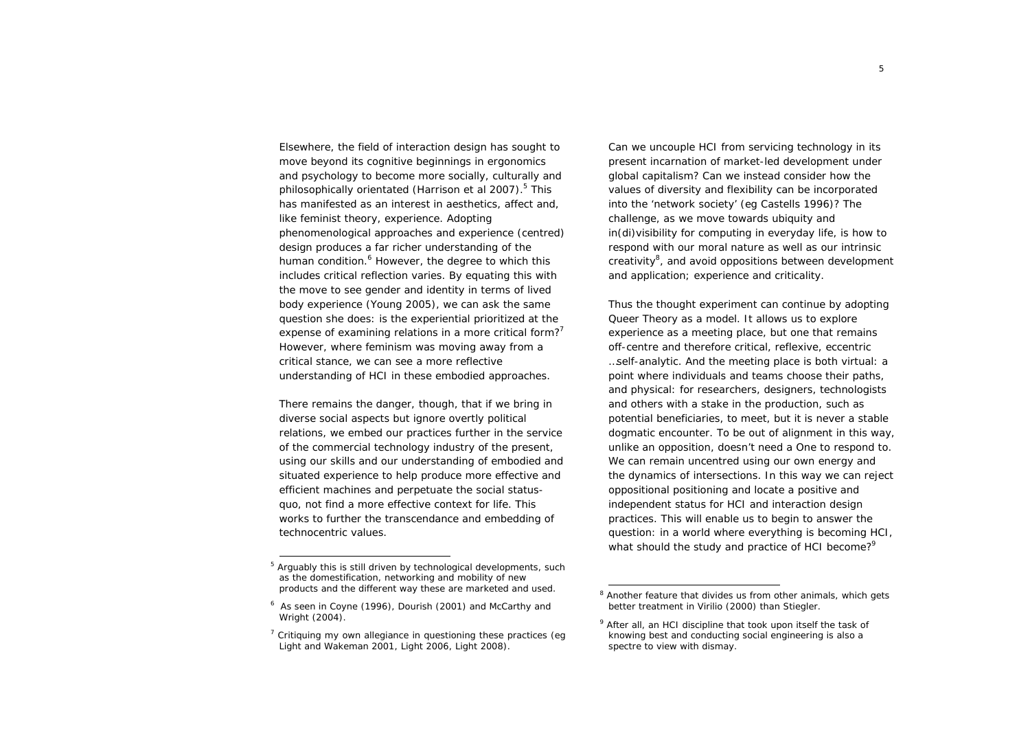Elsewhere, the field of interaction design has sought to move beyond its cognitive beginnings in ergonomics and psychology to become more socially, culturally and philosophically orientated (Harrison et al 2007).[5] This has manifested as an interest in aesthetics, affect and, like feminist theory, experience. Adopting phenomenological approaches and experience (centred) design produces a far richer understanding of the human condition.[6] However, the degree to which this includes critical reflection varies. By equating this with the move to see gender and identity in terms of lived body experience (Young 2005), we can ask the same question she does: is the experiential prioritized at the expense of examining relations in a more critical form?[7] However, where feminism was moving away from a critical stance, we can see a more reflective understanding of HCI in these embodied approaches.

There remains the danger, though, that if we bring in diverse social aspects but ignore overtly political relations, we embed our practices further in the service of the commercial technology industry of the present, using our skills and our understanding of embodied and situated experience to help produce more effective and efficient machines and perpetuate the social status-quo, not find a more effective context for life. This works to further the transcendance and embedding of technocentric values.

Can we uncouple HCI from servicing technology in its present incarnation of market-led development under global capitalism? Can we instead consider how the values of diversity and flexibility can be incorporated into the 'network society' (eg Castells 1996)? The challenge, as we move towards ubiquity and in(di)visibility for computing in everyday life, is how to respond with our moral nature as well as our intrinsic creativity[8], and avoid oppositions between development and application; experience and criticality.

Thus the thought experiment can continue by adopting Queer Theory as a model. It allows us to explore experience as a meeting place, but one that remains off-centre and therefore critical, reflexive, eccentric …self-analytic. And the meeting place is both virtual: a point where individuals and teams choose their paths, and physical: for researchers, designers, technologists and others with a stake in the production, such as potential beneficiaries, to meet, but it is never a stable dogmatic encounter. To be out of alignment in this way, unlike an opposition, doesn't need a One to respond to. We can remain uncentred using our own energy and the dynamics of intersections. In this way we can reject oppositional positioning and locate a positive and independent status for HCI and interaction design practices. This will enable us to begin to answer the question: in a world where everything is becoming HCI, what should the study and practice of HCI become?[9]

---

[5] Arguably this is still driven by technological developments, such as the domestification, networking and mobility of new products and the different way these are marketed and used.

[6] As seen in Coyne (1996), Dourish (2001) and McCarthy and Wright (2004).

[7] Critiquing my own allegiance in questioning these practices (eg Light and Wakeman 2001, Light 2006, Light 2008).

[8] Another feature that divides us from other animals, which gets better treatment in Virilio (2000) than Stiegler.

[9] After all, an HCI discipline that took upon itself the task of knowing best and conducting social engineering is also a spectre to view with dismay.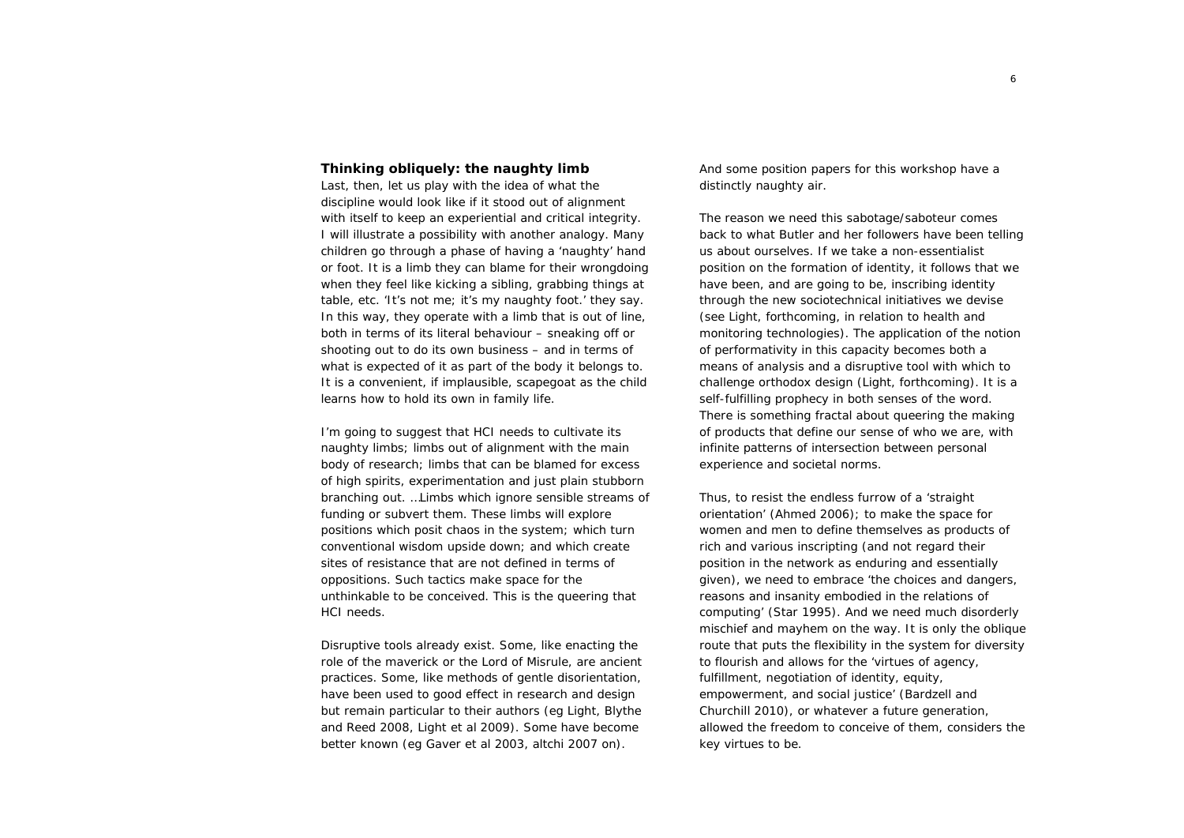### Thinking obliquely: the naughty limb

Last, then, let us play with the idea of what the discipline would look like if it stood out of alignment with itself to keep an experiential and critical integrity. I will illustrate a possibility with another analogy. Many children go through a phase of having a 'naughty' hand or foot. It is a limb they can blame for their wrongdoing when they feel like kicking a sibling, grabbing things at table, etc. 'It's not me; it's my naughty foot.' they say. In this way, they operate with a limb that is out of line, both in terms of its literal behaviour – sneaking off or shooting out to do its own business – and in terms of what is expected of it as part of the body it belongs to. It is a convenient, if implausible, scapegoat as the child learns how to hold its own in family life.

I'm going to suggest that HCI needs to cultivate its naughty limbs; limbs out of alignment with the main body of research; limbs that can be blamed for excess of high spirits, experimentation and just plain stubborn branching out. …Limbs which ignore sensible streams of funding or subvert them. These limbs will explore positions which posit chaos in the system; which turn conventional wisdom upside down; and which create sites of resistance that are not defined in terms of oppositions. Such tactics make space for the unthinkable to be conceived. This is the queering that HCI needs.

Disruptive tools already exist. Some, like enacting the role of the maverick or the Lord of Misrule, are ancient practices. Some, like methods of gentle disorientation, have been used to good effect in research and design but remain particular to their authors (eg Light, Blythe and Reed 2008, Light et al 2009). Some have become better known (eg Gaver et al 2003, altchi 2007 on). And some position papers for this workshop have a distinctly naughty air.

The reason we need this sabotage/saboteur comes back to what Butler and her followers have been telling us about ourselves. If we take a non-essentialist position on the formation of identity, it follows that we have been, and are going to be, inscribing identity through the new sociotechnical initiatives we devise (see Light, forthcoming, in relation to health and monitoring technologies). The application of the notion of performativity in this capacity becomes both a means of analysis and a disruptive tool with which to challenge orthodox design (Light, forthcoming). It is a self-fulfilling prophecy in both senses of the word. There is something fractal about queering the making of products that define our sense of who we are, with infinite patterns of intersection between personal experience and societal norms.

Thus, to resist the endless furrow of a 'straight orientation' (Ahmed 2006); to make the space for women and men to define themselves as products of rich and various inscripting (and not regard their position in the network as enduring and essentially given), we need to embrace 'the choices and dangers, reasons and insanity embodied in the relations of computing' (Star 1995). And we need much disorderly mischief and mayhem on the way. It is only the oblique route that puts the flexibility in the system for diversity to flourish and allows for the 'virtues of agency, fulfillment, negotiation of identity, equity, empowerment, and social justice' (Bardzell and Churchill 2010), or whatever a future generation, allowed the freedom to conceive of them, considers the key virtues to be.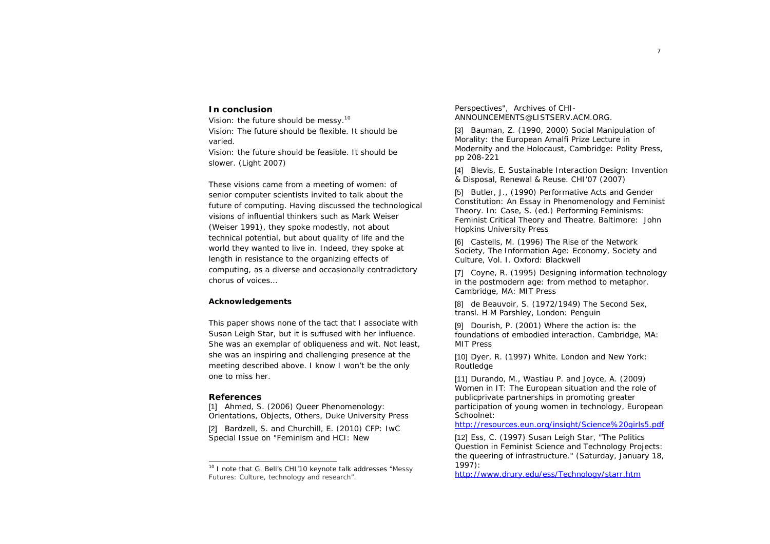## In conclusion

Vision: the future should be messy.[10]
Vision: The future should be flexible. It should be varied.
Vision: the future should be feasible. It should be slower. (Light 2007)

These visions came from a meeting of women: of senior computer scientists invited to talk about the future of computing. Having discussed the technological visions of influential thinkers such as Mark Weiser (Weiser 1991), they spoke modestly, not about technical potential, but about quality of life and the world they wanted to live in. Indeed, they spoke at length in resistance to the organizing effects of computing, as a diverse and occasionally contradictory chorus of voices…

### Acknowledgements

This paper shows none of the tact that I associate with Susan Leigh Star, but it is suffused with her influence. She was an exemplar of obliqueness and wit. Not least, she was an inspiring and challenging presence at the meeting described above. I know I won't be the only one to miss her.

## References

[1] Ahmed, S. (2006) Queer Phenomenology: Orientations, Objects, Others, Duke University Press

[2] Bardzell, S. and Churchill, E. (2010) CFP: IwC Special Issue on "Feminism and HCI: New Perspectives", Archives of CHI-ANNOUNCEMENTS@LISTSERV.ACM.ORG.

[3] Bauman, Z. (1990, 2000) Social Manipulation of Morality: the European Amalfi Prize Lecture in Modernity and the Holocaust, Cambridge: Polity Press, pp 208-221

[4] Blevis, E. Sustainable Interaction Design: Invention & Disposal, Renewal & Reuse. CHI'07 (2007)

[5] Butler, J., (1990) Performative Acts and Gender Constitution: An Essay in Phenomenology and Feminist Theory. In: Case, S. (ed.) Performing Feminisms: Feminist Critical Theory and Theatre. Baltimore: John Hopkins University Press

[6] Castells, M. (1996) The Rise of the Network Society, The Information Age: Economy, Society and Culture, Vol. I. Oxford: Blackwell

[7] Coyne, R. (1995) Designing information technology in the postmodern age: from method to metaphor. Cambridge, MA: MIT Press

[8] de Beauvoir, S. (1972/1949) The Second Sex, transl. H M Parshley, London: Penguin

[9] Dourish, P. (2001) Where the action is: the foundations of embodied interaction. Cambridge, MA: MIT Press

[10] Dyer, R. (1997) White. London and New York: Routledge

[11] Durando, M., Wastiau P. and Joyce, A. (2009) Women in IT: The European situation and the role of publicprivate partnerships in promoting greater participation of young women in technology, European Schoolnet: http://resources.eun.org/insight/Science%20girls5.pdf

[12] Ess, C. (1997) Susan Leigh Star, "The Politics Question in Feminist Science and Technology Projects: the queering of infrastructure." (Saturday, January 18, 1997): http://www.drury.edu/ess/Technology/starr.htm

[10] I note that G. Bell's CHI'10 keynote talk addresses "Messy Futures: Culture, technology and research".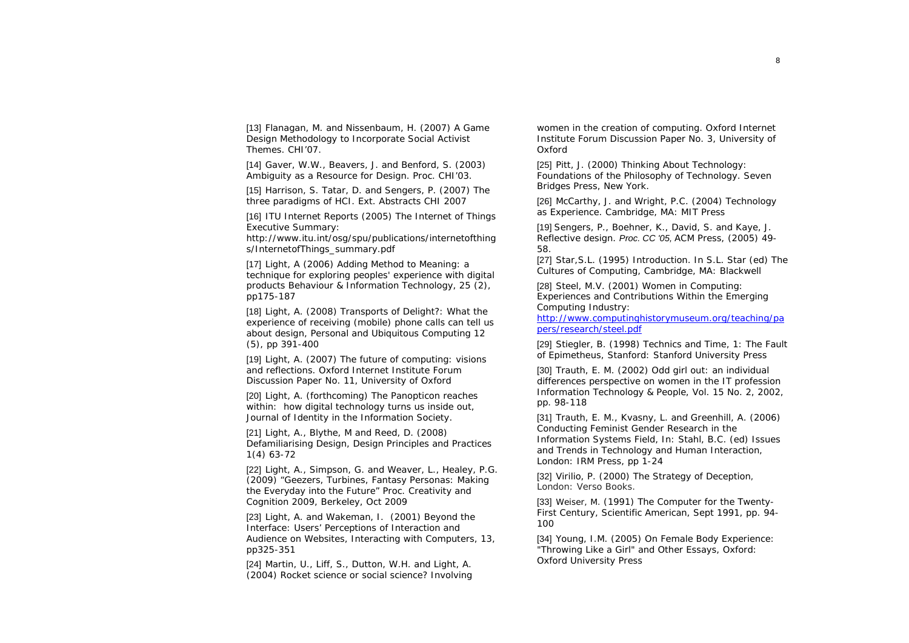[13] Flanagan, M. and Nissenbaum, H. (2007) A Game Design Methodology to Incorporate Social Activist Themes. CHI'07.

[14] Gaver, W.W., Beavers, J. and Benford, S. (2003) Ambiguity as a Resource for Design. Proc. CHI'03.

[15] Harrison, S. Tatar, D. and Sengers, P. (2007) The three paradigms of HCI. Ext. Abstracts CHI 2007

[16] ITU Internet Reports (2005) The Internet of Things Executive Summary: http://www.itu.int/osg/spu/publications/internetofthings/InternetofThings_summary.pdf

[17] Light, A (2006) Adding Method to Meaning: a technique for exploring peoples' experience with digital products Behaviour & Information Technology, 25 (2), pp175-187

[18] Light, A. (2008) Transports of Delight?: What the experience of receiving (mobile) phone calls can tell us about design, Personal and Ubiquitous Computing 12 (5), pp 391-400

[19] Light, A. (2007) The future of computing: visions and reflections. Oxford Internet Institute Forum Discussion Paper No. 11, University of Oxford

[20] Light, A. (forthcoming) The Panopticon reaches within: how digital technology turns us inside out, Journal of Identity in the Information Society.

[21] Light, A., Blythe, M and Reed, D. (2008) Defamiliarising Design, Design Principles and Practices 1(4) 63-72

[22] Light, A., Simpson, G. and Weaver, L., Healey, P.G. (2009) "Geezers, Turbines, Fantasy Personas: Making the Everyday into the Future" Proc. Creativity and Cognition 2009, Berkeley, Oct 2009

[23] Light, A. and Wakeman, I. (2001) Beyond the Interface: Users' Perceptions of Interaction and Audience on Websites, Interacting with Computers, 13, pp325-351

[24] Martin, U., Liff, S., Dutton, W.H. and Light, A. (2004) Rocket science or social science? Involving women in the creation of computing. Oxford Internet Institute Forum Discussion Paper No. 3, University of Oxford

[25] Pitt, J. (2000) Thinking About Technology: Foundations of the Philosophy of Technology. Seven Bridges Press, New York.

[26] McCarthy, J. and Wright, P.C. (2004) Technology as Experience. Cambridge, MA: MIT Press

[19] Sengers, P., Boehner, K., David, S. and Kaye, J. Reflective design. *Proc. CC '05*, ACM Press, (2005) 49-58.

[27] Star,S.L. (1995) Introduction. In S.L. Star (ed) The Cultures of Computing, Cambridge, MA: Blackwell

[28] Steel, M.V. (2001) Women in Computing: Experiences and Contributions Within the Emerging Computing Industry: http://www.computinghistorymuseum.org/teaching/papers/research/steel.pdf

[29] Stiegler, B. (1998) Technics and Time, 1: The Fault of Epimetheus, Stanford: Stanford University Press

[30] Trauth, E. M. (2002) Odd girl out: an individual differences perspective on women in the IT profession Information Technology & People, Vol. 15 No. 2, 2002, pp. 98-118

[31] Trauth, E. M., Kvasny, L. and Greenhill, A. (2006) Conducting Feminist Gender Research in the Information Systems Field, In: Stahl, B.C. (ed) Issues and Trends in Technology and Human Interaction, London: IRM Press, pp 1-24

[32] Virilio, P. (2000) The Strategy of Deception, London: Verso Books.

[33] Weiser, M. (1991) The Computer for the Twenty-First Century, Scientific American, Sept 1991, pp. 94-100

[34] Young, I.M. (2005) On Female Body Experience: "Throwing Like a Girl" and Other Essays, Oxford: Oxford University Press